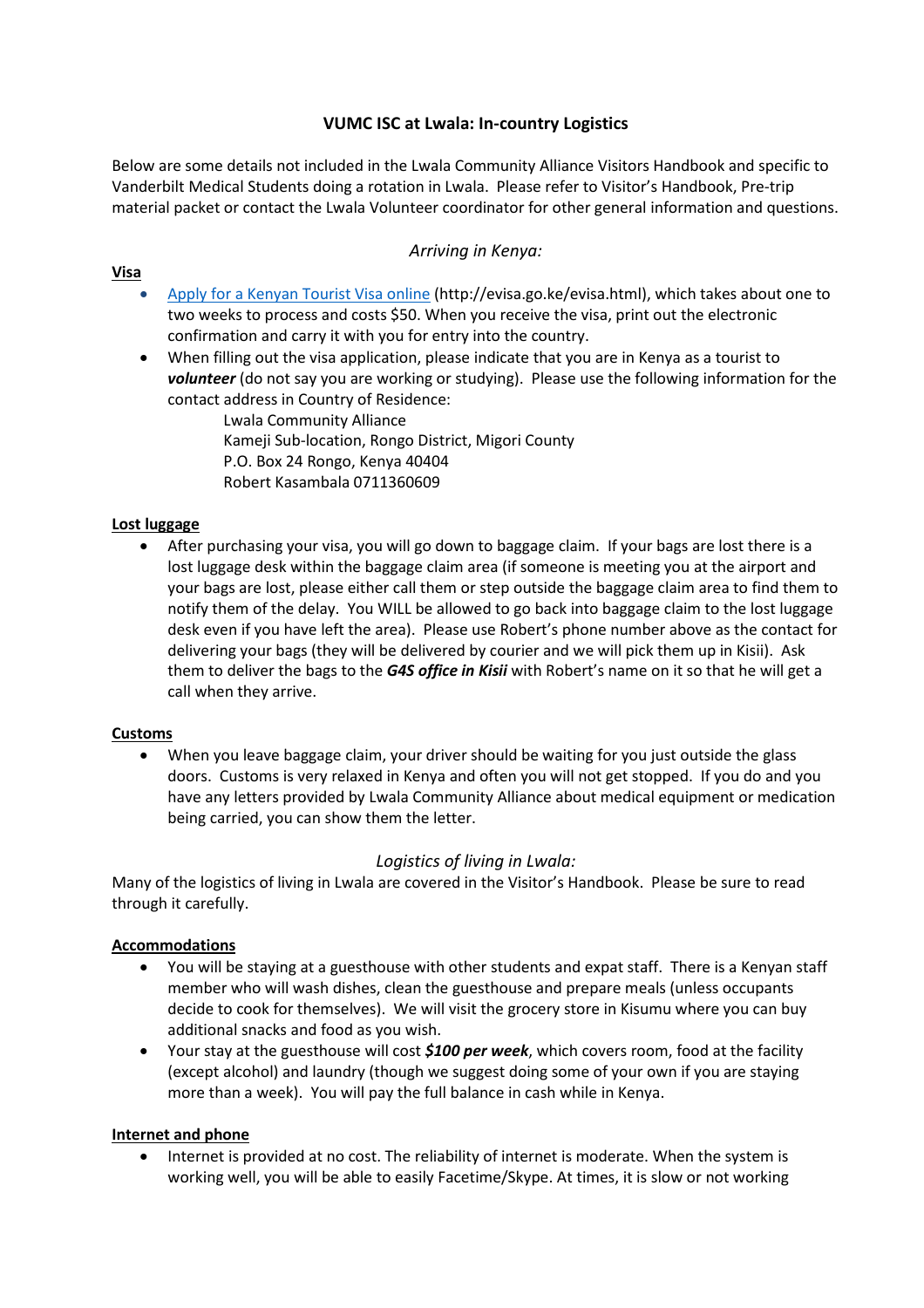# VUMC ISC at Lwala: In-country Logistics

Below are some details not included in the Lwala Community Alliance Visitors Handbook and specific to Vanderbilt Medical Students doing a rotation in Lwala. Please refer to Visitor's Handbook, Pre-trip material packet or contact the Lwala Volunteer coordinator for other general information and questions.

## *Arriving in Kenya:*

### Visa

- [Apply for a Kenyan Tourist Visa online](http://evisa.go.ke/evisa.html) (http://evisa.go.ke/evisa.html), which takes about one to two weeks to process and costs $50. When you receive the visa, print out the electronic confirmation and carry it with you for entry into the country.
- When filling out the visa application, please indicate that you are in Kenya as a tourist to ***volunteer*** (do not say you are working or studying). Please use the following information for the contact address in Country of Residence:

  Lwala Community Alliance
  Kameji Sub-location, Rongo District, Migori County
  P.O. Box 24 Rongo, Kenya 40404
  Robert Kasambala 0711360609

### Lost luggage

- After purchasing your visa, you will go down to baggage claim. If your bags are lost there is a lost luggage desk within the baggage claim area (if someone is meeting you at the airport and your bags are lost, please either call them or step outside the baggage claim area to find them to notify them of the delay. You WILL be allowed to go back into baggage claim to the lost luggage desk even if you have left the area). Please use Robert's phone number above as the contact for delivering your bags (they will be delivered by courier and we will pick them up in Kisii). Ask them to deliver the bags to the ***G4S office in Kisii*** with Robert's name on it so that he will get a call when they arrive.

### Customs

- When you leave baggage claim, your driver should be waiting for you just outside the glass doors. Customs is very relaxed in Kenya and often you will not get stopped. If you do and you have any letters provided by Lwala Community Alliance about medical equipment or medication being carried, you can show them the letter.

## *Logistics of living in Lwala:*

Many of the logistics of living in Lwala are covered in the Visitor's Handbook. Please be sure to read through it carefully.

### Accommodations

- You will be staying at a guesthouse with other students and expat staff. There is a Kenyan staff member who will wash dishes, clean the guesthouse and prepare meals (unless occupants decide to cook for themselves). We will visit the grocery store in Kisumu where you can buy additional snacks and food as you wish.
- Your stay at the guesthouse will cost ***$100 per week***, which covers room, food at the facility (except alcohol) and laundry (though we suggest doing some of your own if you are staying more than a week). You will pay the full balance in cash while in Kenya.

### Internet and phone

- Internet is provided at no cost. The reliability of internet is moderate. When the system is working well, you will be able to easily Facetime/Skype. At times, it is slow or not working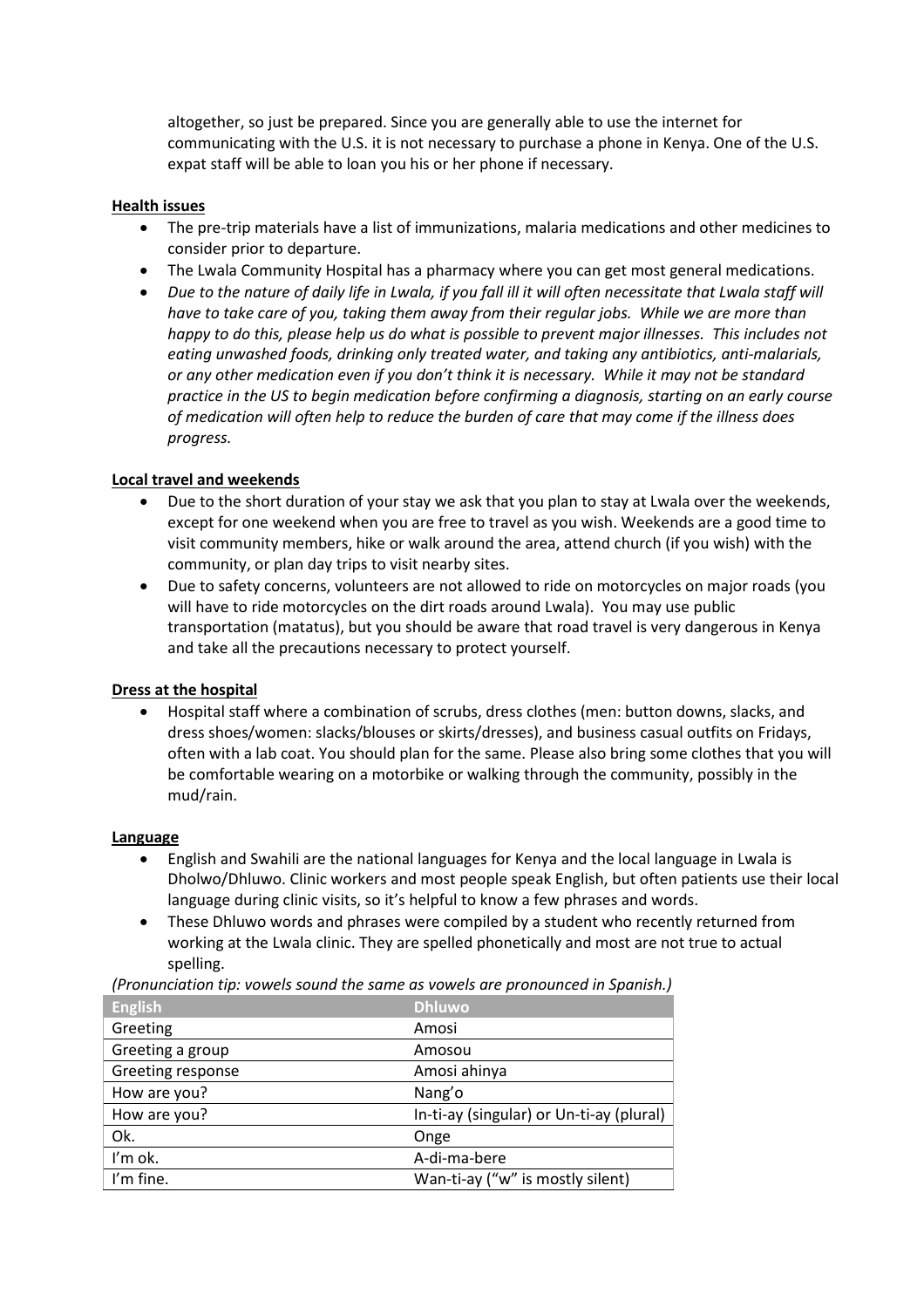altogether, so just be prepared. Since you are generally able to use the internet for communicating with the U.S. it is not necessary to purchase a phone in Kenya. One of the U.S. expat staff will be able to loan you his or her phone if necessary.

**Health issues**

- The pre-trip materials have a list of immunizations, malaria medications and other medicines to consider prior to departure.
- The Lwala Community Hospital has a pharmacy where you can get most general medications.
- *Due to the nature of daily life in Lwala, if you fall ill it will often necessitate that Lwala staff will have to take care of you, taking them away from their regular jobs. While we are more than happy to do this, please help us do what is possible to prevent major illnesses. This includes not eating unwashed foods, drinking only treated water, and taking any antibiotics, anti-malarials, or any other medication even if you don't think it is necessary. While it may not be standard practice in the US to begin medication before confirming a diagnosis, starting on an early course of medication will often help to reduce the burden of care that may come if the illness does progress.*

**Local travel and weekends**

- Due to the short duration of your stay we ask that you plan to stay at Lwala over the weekends, except for one weekend when you are free to travel as you wish. Weekends are a good time to visit community members, hike or walk around the area, attend church (if you wish) with the community, or plan day trips to visit nearby sites.
- Due to safety concerns, volunteers are not allowed to ride on motorcycles on major roads (you will have to ride motorcycles on the dirt roads around Lwala). You may use public transportation (matatus), but you should be aware that road travel is very dangerous in Kenya and take all the precautions necessary to protect yourself.

**Dress at the hospital**

- Hospital staff where a combination of scrubs, dress clothes (men: button downs, slacks, and dress shoes/women: slacks/blouses or skirts/dresses), and business casual outfits on Fridays, often with a lab coat. You should plan for the same. Please also bring some clothes that you will be comfortable wearing on a motorbike or walking through the community, possibly in the mud/rain.

**Language**

- English and Swahili are the national languages for Kenya and the local language in Lwala is Dholwo/Dhluwo. Clinic workers and most people speak English, but often patients use their local language during clinic visits, so it's helpful to know a few phrases and words.
- These Dhluwo words and phrases were compiled by a student who recently returned from working at the Lwala clinic. They are spelled phonetically and most are not true to actual spelling.

*(Pronunciation tip: vowels sound the same as vowels are pronounced in Spanish.)*

| English | Dhluwo |
|---|---|
| Greeting | Amosi |
| Greeting a group | Amosou |
| Greeting response | Amosi ahinya |
| How are you? | Nang'o |
| How are you? | In-ti-ay (singular) or Un-ti-ay (plural) |
| Ok. | Onge |
| I'm ok. | A-di-ma-bere |
| I'm fine. | Wan-ti-ay ("w" is mostly silent) |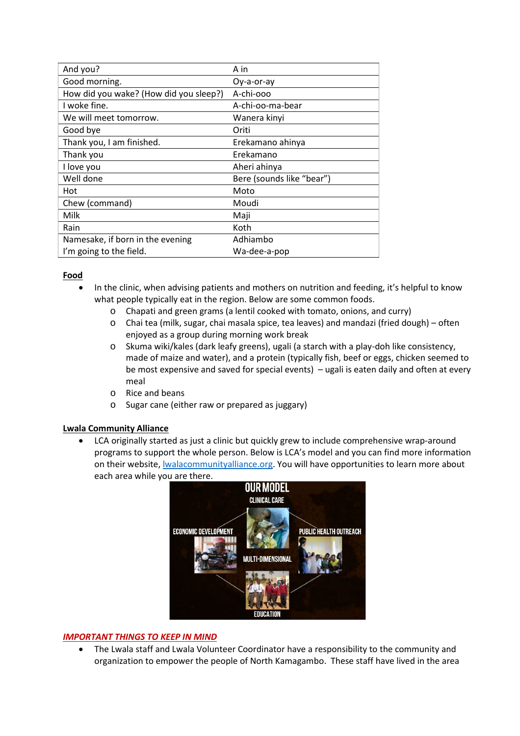| | |
|---|---|
| And you? | A in |
| Good morning. | Oy-a-or-ay |
| How did you wake? (How did you sleep?) | A-chi-ooo |
| I woke fine. | A-chi-oo-ma-bear |
| We will meet tomorrow. | Wanera kinyi |
| Good bye | Oriti |
| Thank you, I am finished. | Erekamano ahinya |
| Thank you | Erekamano |
| I love you | Aheri ahinya |
| Well done | Bere (sounds like "bear") |
| Hot | Moto |
| Chew (command) | Moudi |
| Milk | Maji |
| Rain | Koth |
| Namesake, if born in the evening | Adhiambo |
| I'm going to the field. | Wa-dee-a-pop |

**Food**

- In the clinic, when advising patients and mothers on nutrition and feeding, it's helpful to know what people typically eat in the region. Below are some common foods.
  - Chapati and green grams (a lentil cooked with tomato, onions, and curry)
  - Chai tea (milk, sugar, chai masala spice, tea leaves) and mandazi (fried dough) – often enjoyed as a group during morning work break
  - Skuma wiki/kales (dark leafy greens), ugali (a starch with a play-doh like consistency, made of maize and water), and a protein (typically fish, beef or eggs, chicken seemed to be most expensive and saved for special events) – ugali is eaten daily and often at every meal
  - Rice and beans
  - Sugar cane (either raw or prepared as juggary)

**Lwala Community Alliance**

- LCA originally started as just a clinic but quickly grew to include comprehensive wrap-around programs to support the whole person. Below is LCA's model and you can find more information on their website, [lwalacommunityalliance.org](lwalacommunityalliance.org). You will have opportunities to learn more about each area while you are there.

OUR MODEL
CLINICAL CARE
ECONOMIC DEVELOPMENT
PUBLIC HEALTH OUTREACH
MULTI-DIMENSIONAL
EDUCATION

***IMPORTANT THINGS TO KEEP IN MIND***

- The Lwala staff and Lwala Volunteer Coordinator have a responsibility to the community and organization to empower the people of North Kamagambo. These staff have lived in the area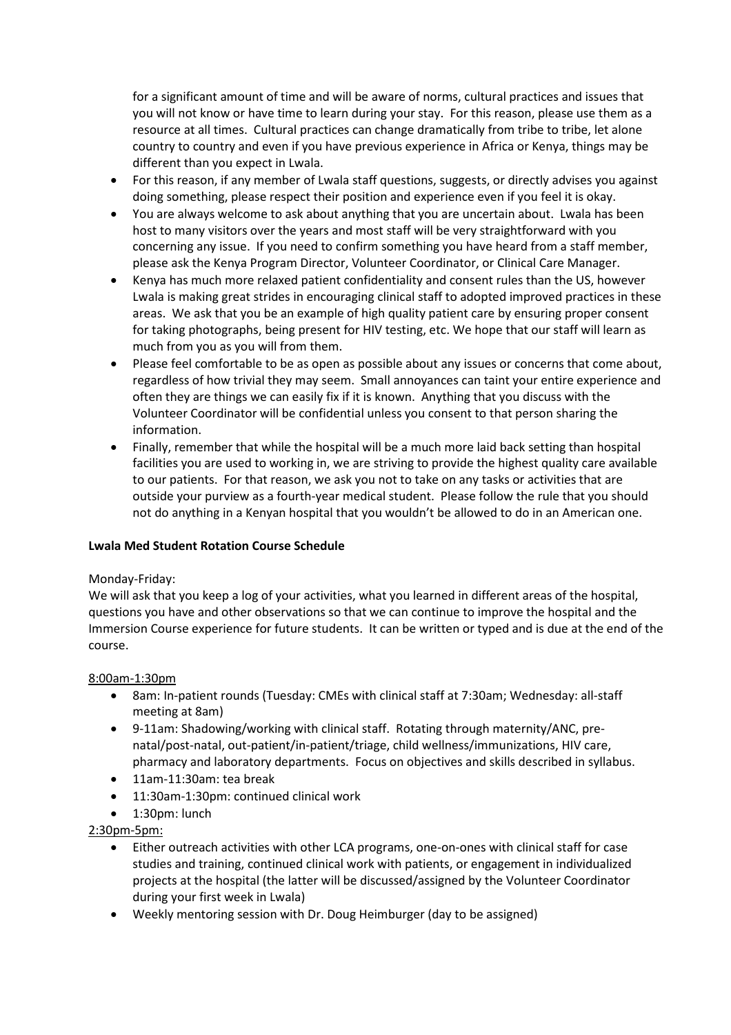for a significant amount of time and will be aware of norms, cultural practices and issues that you will not know or have time to learn during your stay. For this reason, please use them as a resource at all times. Cultural practices can change dramatically from tribe to tribe, let alone country to country and even if you have previous experience in Africa or Kenya, things may be different than you expect in Lwala.

- For this reason, if any member of Lwala staff questions, suggests, or directly advises you against doing something, please respect their position and experience even if you feel it is okay.
- You are always welcome to ask about anything that you are uncertain about. Lwala has been host to many visitors over the years and most staff will be very straightforward with you concerning any issue. If you need to confirm something you have heard from a staff member, please ask the Kenya Program Director, Volunteer Coordinator, or Clinical Care Manager.
- Kenya has much more relaxed patient confidentiality and consent rules than the US, however Lwala is making great strides in encouraging clinical staff to adopted improved practices in these areas. We ask that you be an example of high quality patient care by ensuring proper consent for taking photographs, being present for HIV testing, etc. We hope that our staff will learn as much from you as you will from them.
- Please feel comfortable to be as open as possible about any issues or concerns that come about, regardless of how trivial they may seem. Small annoyances can taint your entire experience and often they are things we can easily fix if it is known. Anything that you discuss with the Volunteer Coordinator will be confidential unless you consent to that person sharing the information.
- Finally, remember that while the hospital will be a much more laid back setting than hospital facilities you are used to working in, we are striving to provide the highest quality care available to our patients. For that reason, we ask you not to take on any tasks or activities that are outside your purview as a fourth-year medical student. Please follow the rule that you should not do anything in a Kenyan hospital that you wouldn't be allowed to do in an American one.

**Lwala Med Student Rotation Course Schedule**

Monday-Friday:

We will ask that you keep a log of your activities, what you learned in different areas of the hospital, questions you have and other observations so that we can continue to improve the hospital and the Immersion Course experience for future students. It can be written or typed and is due at the end of the course.

8:00am-1:30pm

- 8am: In-patient rounds (Tuesday: CMEs with clinical staff at 7:30am; Wednesday: all-staff meeting at 8am)
- 9-11am: Shadowing/working with clinical staff. Rotating through maternity/ANC, pre-natal/post-natal, out-patient/in-patient/triage, child wellness/immunizations, HIV care, pharmacy and laboratory departments. Focus on objectives and skills described in syllabus.
- 11am-11:30am: tea break
- 11:30am-1:30pm: continued clinical work
- 1:30pm: lunch

2:30pm-5pm:

- Either outreach activities with other LCA programs, one-on-ones with clinical staff for case studies and training, continued clinical work with patients, or engagement in individualized projects at the hospital (the latter will be discussed/assigned by the Volunteer Coordinator during your first week in Lwala)
- Weekly mentoring session with Dr. Doug Heimburger (day to be assigned)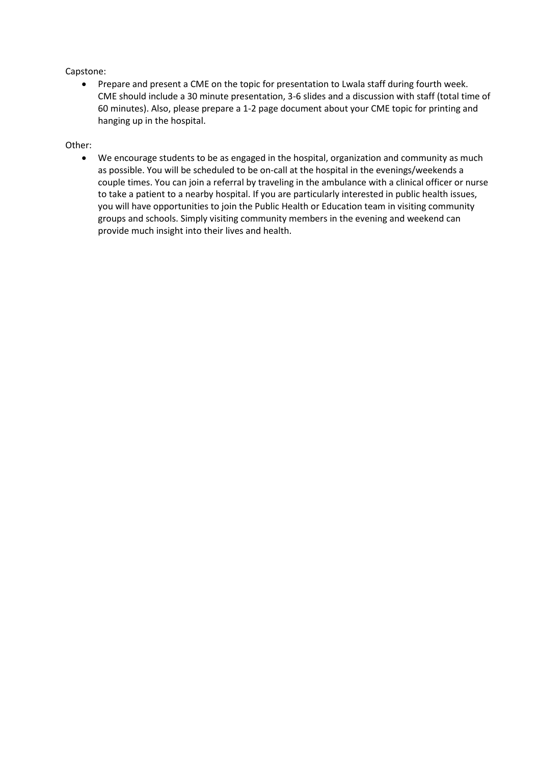Capstone:

- Prepare and present a CME on the topic for presentation to Lwala staff during fourth week. CME should include a 30 minute presentation, 3-6 slides and a discussion with staff (total time of 60 minutes). Also, please prepare a 1-2 page document about your CME topic for printing and hanging up in the hospital.

Other:

- We encourage students to be as engaged in the hospital, organization and community as much as possible. You will be scheduled to be on-call at the hospital in the evenings/weekends a couple times. You can join a referral by traveling in the ambulance with a clinical officer or nurse to take a patient to a nearby hospital. If you are particularly interested in public health issues, you will have opportunities to join the Public Health or Education team in visiting community groups and schools. Simply visiting community members in the evening and weekend can provide much insight into their lives and health.